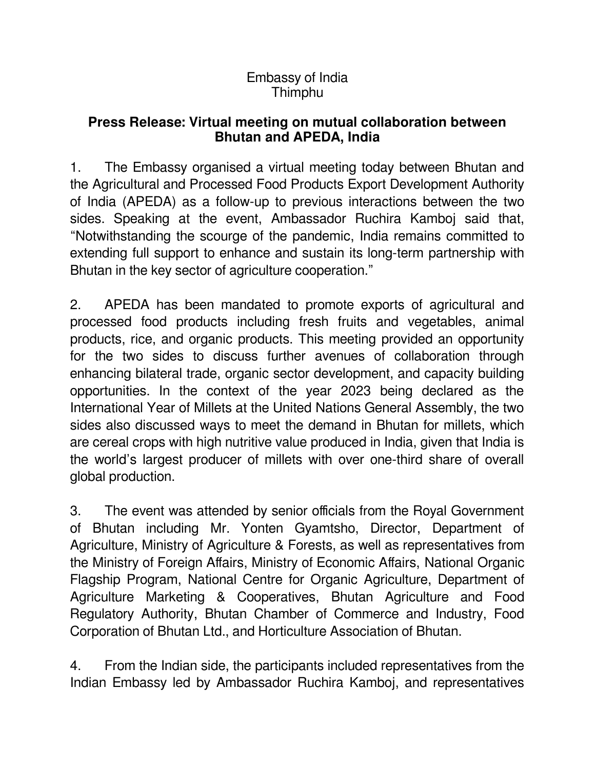Embassy of India
Thimphu

## Press Release: Virtual meeting on mutual collaboration between Bhutan and APEDA, India

1. The Embassy organised a virtual meeting today between Bhutan and the Agricultural and Processed Food Products Export Development Authority of India (APEDA) as a follow-up to previous interactions between the two sides. Speaking at the event, Ambassador Ruchira Kamboj said that, "Notwithstanding the scourge of the pandemic, India remains committed to extending full support to enhance and sustain its long-term partnership with Bhutan in the key sector of agriculture cooperation."

2. APEDA has been mandated to promote exports of agricultural and processed food products including fresh fruits and vegetables, animal products, rice, and organic products. This meeting provided an opportunity for the two sides to discuss further avenues of collaboration through enhancing bilateral trade, organic sector development, and capacity building opportunities. In the context of the year 2023 being declared as the International Year of Millets at the United Nations General Assembly, the two sides also discussed ways to meet the demand in Bhutan for millets, which are cereal crops with high nutritive value produced in India, given that India is the world's largest producer of millets with over one-third share of overall global production.

3. The event was attended by senior officials from the Royal Government of Bhutan including Mr. Yonten Gyamtsho, Director, Department of Agriculture, Ministry of Agriculture & Forests, as well as representatives from the Ministry of Foreign Affairs, Ministry of Economic Affairs, National Organic Flagship Program, National Centre for Organic Agriculture, Department of Agriculture Marketing & Cooperatives, Bhutan Agriculture and Food Regulatory Authority, Bhutan Chamber of Commerce and Industry, Food Corporation of Bhutan Ltd., and Horticulture Association of Bhutan.

4. From the Indian side, the participants included representatives from the Indian Embassy led by Ambassador Ruchira Kamboj, and representatives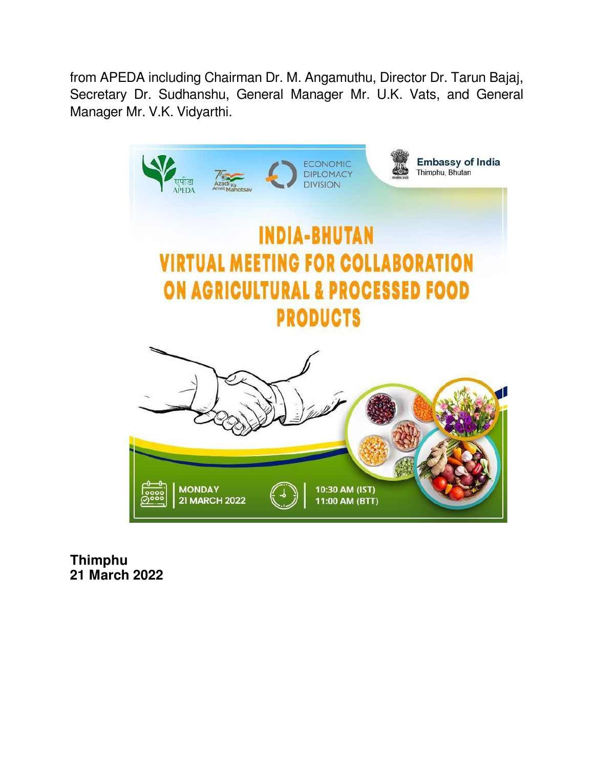from APEDA including Chairman Dr. M. Angamuthu, Director Dr. Tarun Bajaj, Secretary Dr. Sudhanshu, General Manager Mr. U.K. Vats, and General Manager Mr. V.K. Vidyarthi.

एपीडा
APEDA

Azadi Ka Amrit Mahotsav

ECONOMIC DIPLOMACY DIVISION

Embassy of India
Thimphu, Bhutan

INDIA-BHUTAN VIRTUAL MEETING FOR COLLABORATION ON AGRICULTURAL & PROCESSED FOOD PRODUCTS

MONDAY
21 MARCH 2022

10:30 AM (IST)
11:00 AM (BTT)

**Thimphu**
**21 March 2022**